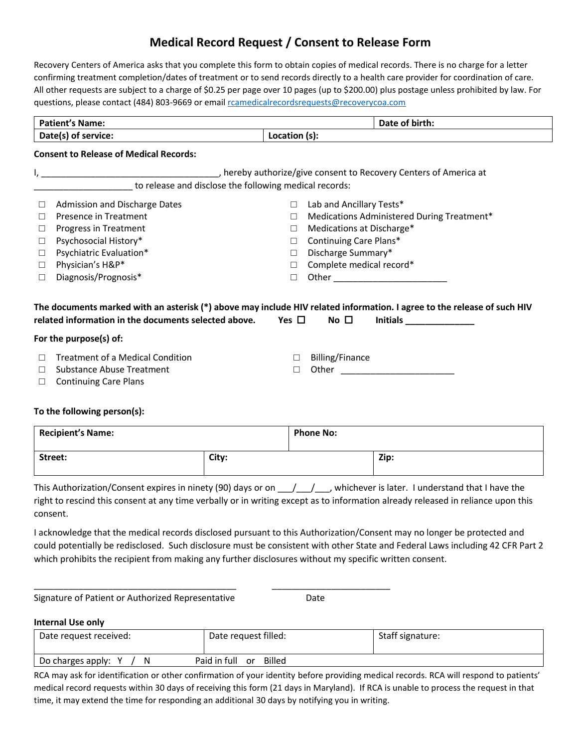# Medical Record Request / Consent to Release Form

Recovery Centers of America asks that you complete this form to obtain copies of medical records. There is no charge for a letter confirming treatment completion/dates of treatment or to send records directly to a health care provider for coordination of care. All other requests are subject to a charge of $0.25 per page over 10 pages (up to $200.00) plus postage unless prohibited by law. For questions, please contact (484) 803-9669 or email rcamedicalrecordsrequests@recoverycoa.com

| Patient's Name: | | Date of birth: |
|---|---|---|
| Date(s) of service: | Location (s): | |

**Consent to Release of Medical Records:**

I, _____________________________________, hereby authorize/give consent to Recovery Centers of America at ____________________ to release and disclose the following medical records:

- ☐ Admission and Discharge Dates
- ☐ Presence in Treatment
- ☐ Progress in Treatment
- ☐ Psychosocial History*
- ☐ Psychiatric Evaluation*
- ☐ Physician's H&P*
- ☐ Diagnosis/Prognosis*
- ☐ Lab and Ancillary Tests*
- ☐ Medications Administered During Treatment*
- ☐ Medications at Discharge*
- ☐ Continuing Care Plans*
- ☐ Discharge Summary*
- ☐ Complete medical record*
- ☐ Other _______________________

**The documents marked with an asterisk (*) above may include HIV related information. I agree to the release of such HIV related information in the documents selected above. Yes ☐ No ☐ Initials ______________**

**For the purpose(s) of:**

- ☐ Treatment of a Medical Condition
- ☐ Substance Abuse Treatment
- ☐ Continuing Care Plans
- ☐ Billing/Finance
- ☐ Other _______________________

**To the following person(s):**

| Recipient's Name: | | Phone No: |
|---|---|---|
| Street: | City: | Zip: |

This Authorization/Consent expires in ninety (90) days or on ___/___/___, whichever is later. I understand that I have the right to rescind this consent at any time verbally or in writing except as to information already released in reliance upon this consent.

I acknowledge that the medical records disclosed pursuant to this Authorization/Consent may no longer be protected and could potentially be redisclosed. Such disclosure must be consistent with other State and Federal Laws including 42 CFR Part 2 which prohibits the recipient from making any further disclosures without my specific written consent.

_________________________________________ _________________________

Signature of Patient or Authorized Representative Date

**Internal Use only**

| Date request received: | Date request filled: | Staff signature: |
|---|---|---|
| Do charges apply: Y / N | Paid in full or Billed | |

RCA may ask for identification or other confirmation of your identity before providing medical records. RCA will respond to patients' medical record requests within 30 days of receiving this form (21 days in Maryland). If RCA is unable to process the request in that time, it may extend the time for responding an additional 30 days by notifying you in writing.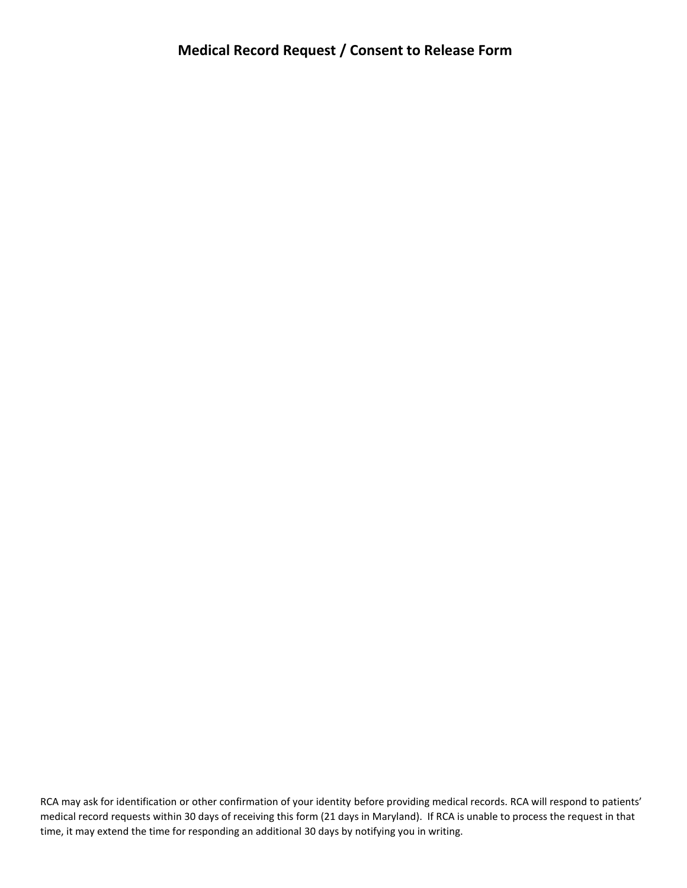# Medical Record Request / Consent to Release Form

RCA may ask for identification or other confirmation of your identity before providing medical records. RCA will respond to patients' medical record requests within 30 days of receiving this form (21 days in Maryland). If RCA is unable to process the request in that time, it may extend the time for responding an additional 30 days by notifying you in writing.